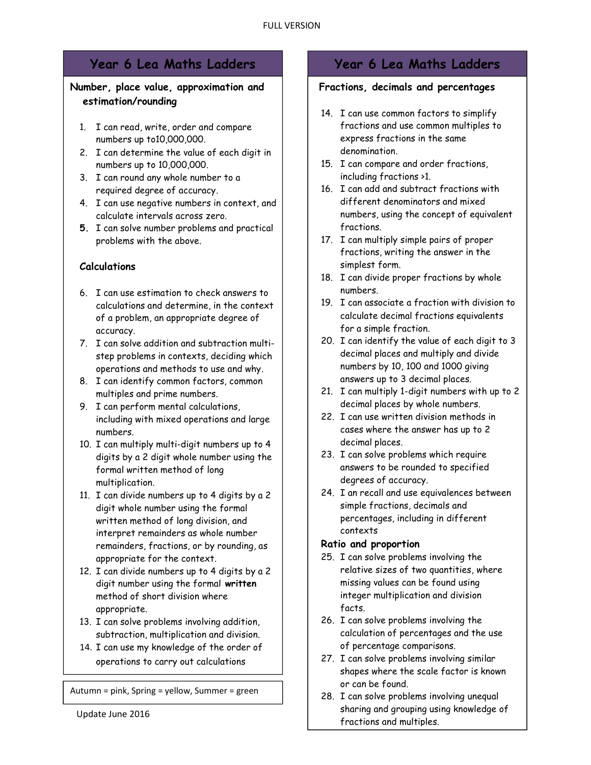FULL VERSION

# Year 6 Lea Maths Ladders

### Number, place value, approximation and estimation/rounding

1. I can read, write, order and compare numbers up to10,000,000.
2. I can determine the value of each digit in numbers up to 10,000,000.
3. I can round any whole number to a required degree of accuracy.
4. I can use negative numbers in context, and calculate intervals across zero.
5. I can solve number problems and practical problems with the above.

### Calculations

6. I can use estimation to check answers to calculations and determine, in the context of a problem, an appropriate degree of accuracy.
7. I can solve addition and subtraction multi-step problems in contexts, deciding which operations and methods to use and why.
8. I can identify common factors, common multiples and prime numbers.
9. I can perform mental calculations, including with mixed operations and large numbers.
10. I can multiply multi-digit numbers up to 4 digits by a 2 digit whole number using the formal written method of long multiplication.
11. I can divide numbers up to 4 digits by a 2 digit whole number using the formal written method of long division, and interpret remainders as whole number remainders, fractions, or by rounding, as appropriate for the context.
12. I can divide numbers up to 4 digits by a 2 digit number using the formal **written** method of short division where appropriate.
13. I can solve problems involving addition, subtraction, multiplication and division.
14. I can use my knowledge of the order of operations to carry out calculations

Autumn = pink, Spring = yellow, Summer = green

Update June 2016

# Year 6 Lea Maths Ladders

### Fractions, decimals and percentages

14. I can use common factors to simplify fractions and use common multiples to express fractions in the same denomination.
15. I can compare and order fractions, including fractions >1.
16. I can add and subtract fractions with different denominators and mixed numbers, using the concept of equivalent fractions.
17. I can multiply simple pairs of proper fractions, writing the answer in the simplest form.
18. I can divide proper fractions by whole numbers.
19. I can associate a fraction with division to calculate decimal fractions equivalents for a simple fraction.
20. I can identify the value of each digit to 3 decimal places and multiply and divide numbers by 10, 100 and 1000 giving answers up to 3 decimal places.
21. I can multiply 1-digit numbers with up to 2 decimal places by whole numbers.
22. I can use written division methods in cases where the answer has up to 2 decimal places.
23. I can solve problems which require answers to be rounded to specified degrees of accuracy.
24. I an recall and use equivalences between simple fractions, decimals and percentages, including in different contexts

### Ratio and proportion

25. I can solve problems involving the relative sizes of two quantities, where missing values can be found using integer multiplication and division facts.
26. I can solve problems involving the calculation of percentages and the use of percentage comparisons.
27. I can solve problems involving similar shapes where the scale factor is known or can be found.
28. I can solve problems involving unequal sharing and grouping using knowledge of fractions and multiples.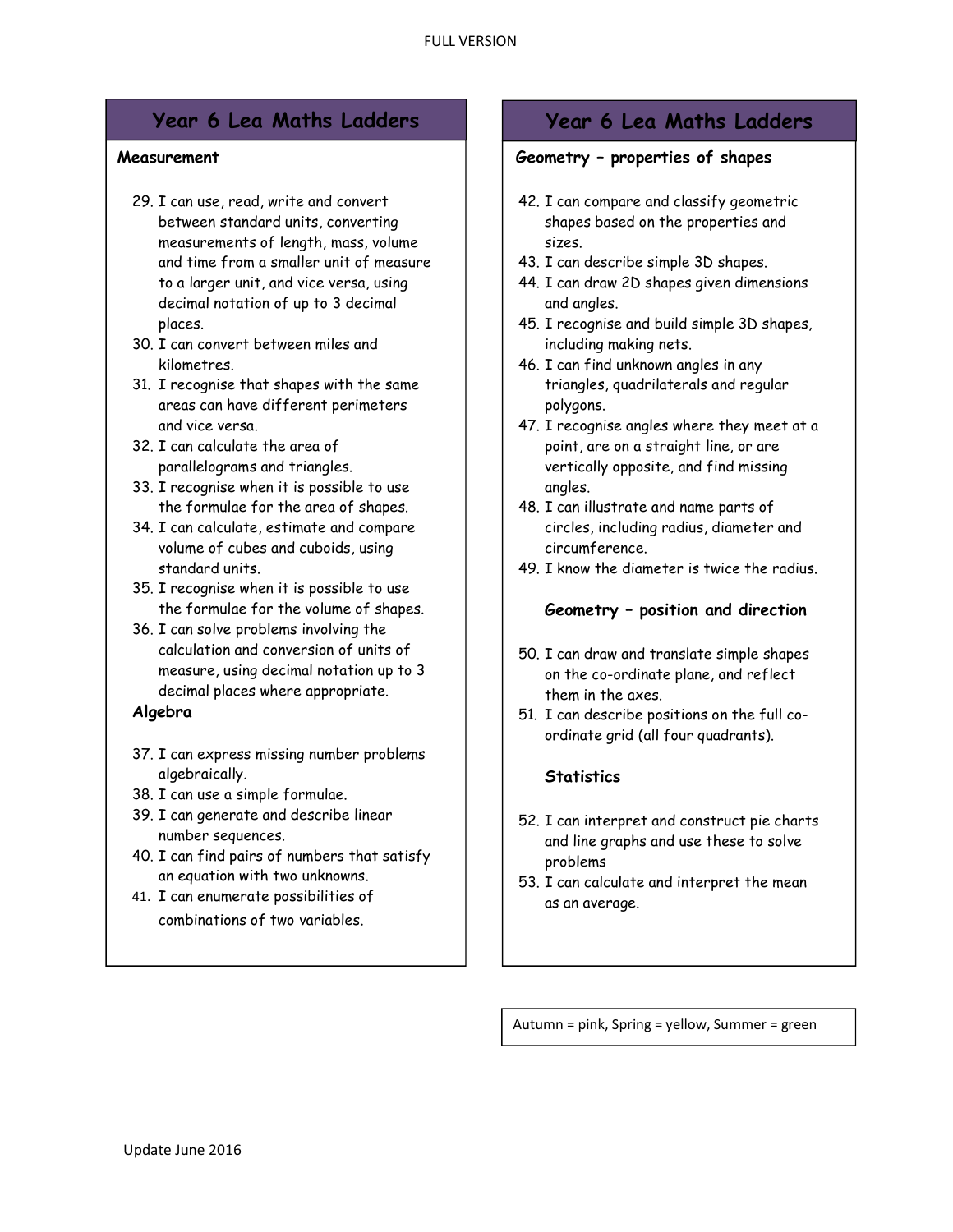FULL VERSION

## Year 6 Lea Maths Ladders

### Measurement

29. I can use, read, write and convert between standard units, converting measurements of length, mass, volume and time from a smaller unit of measure to a larger unit, and vice versa, using decimal notation of up to 3 decimal places.
30. I can convert between miles and kilometres.
31. I recognise that shapes with the same areas can have different perimeters and vice versa.
32. I can calculate the area of parallelograms and triangles.
33. I recognise when it is possible to use the formulae for the area of shapes.
34. I can calculate, estimate and compare volume of cubes and cuboids, using standard units.
35. I recognise when it is possible to use the formulae for the volume of shapes.
36. I can solve problems involving the calculation and conversion of units of measure, using decimal notation up to 3 decimal places where appropriate.

### Algebra

37. I can express missing number problems algebraically.
38. I can use a simple formulae.
39. I can generate and describe linear number sequences.
40. I can find pairs of numbers that satisfy an equation with two unknowns.
41. I can enumerate possibilities of combinations of two variables.

## Year 6 Lea Maths Ladders

### Geometry – properties of shapes

42. I can compare and classify geometric shapes based on the properties and sizes.
43. I can describe simple 3D shapes.
44. I can draw 2D shapes given dimensions and angles.
45. I recognise and build simple 3D shapes, including making nets.
46. I can find unknown angles in any triangles, quadrilaterals and regular polygons.
47. I recognise angles where they meet at a point, are on a straight line, or are vertically opposite, and find missing angles.
48. I can illustrate and name parts of circles, including radius, diameter and circumference.
49. I know the diameter is twice the radius.

### Geometry – position and direction

50. I can draw and translate simple shapes on the co-ordinate plane, and reflect them in the axes.
51. I can describe positions on the full co-ordinate grid (all four quadrants).

### Statistics

52. I can interpret and construct pie charts and line graphs and use these to solve problems
53. I can calculate and interpret the mean as an average.

Autumn = pink, Spring = yellow, Summer = green

Update June 2016